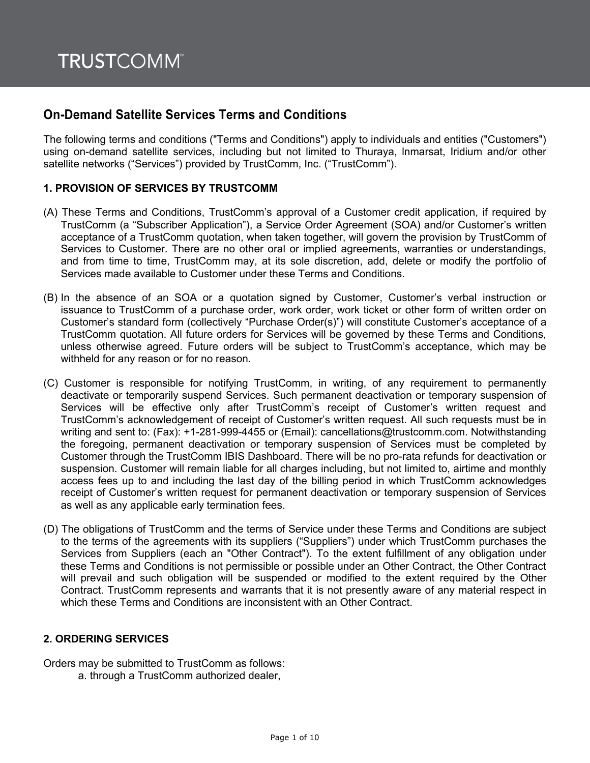TRUSTCOMM™

## On-Demand Satellite Services Terms and Conditions

The following terms and conditions ("Terms and Conditions") apply to individuals and entities ("Customers") using on-demand satellite services, including but not limited to Thuraya, Inmarsat, Iridium and/or other satellite networks ("Services") provided by TrustComm, Inc. ("TrustComm").

### 1. PROVISION OF SERVICES BY TRUSTCOMM

(A) These Terms and Conditions, TrustComm's approval of a Customer credit application, if required by TrustComm (a "Subscriber Application"), a Service Order Agreement (SOA) and/or Customer's written acceptance of a TrustComm quotation, when taken together, will govern the provision by TrustComm of Services to Customer. There are no other oral or implied agreements, warranties or understandings, and from time to time, TrustComm may, at its sole discretion, add, delete or modify the portfolio of Services made available to Customer under these Terms and Conditions.

(B) In the absence of an SOA or a quotation signed by Customer, Customer's verbal instruction or issuance to TrustComm of a purchase order, work order, work ticket or other form of written order on Customer's standard form (collectively "Purchase Order(s)") will constitute Customer's acceptance of a TrustComm quotation. All future orders for Services will be governed by these Terms and Conditions, unless otherwise agreed. Future orders will be subject to TrustComm's acceptance, which may be withheld for any reason or for no reason.

(C) Customer is responsible for notifying TrustComm, in writing, of any requirement to permanently deactivate or temporarily suspend Services. Such permanent deactivation or temporary suspension of Services will be effective only after TrustComm's receipt of Customer's written request and TrustComm's acknowledgement of receipt of Customer's written request. All such requests must be in writing and sent to: (Fax): +1-281-999-4455 or (Email): cancellations@trustcomm.com. Notwithstanding the foregoing, permanent deactivation or temporary suspension of Services must be completed by Customer through the TrustComm IBIS Dashboard. There will be no pro-rata refunds for deactivation or suspension. Customer will remain liable for all charges including, but not limited to, airtime and monthly access fees up to and including the last day of the billing period in which TrustComm acknowledges receipt of Customer's written request for permanent deactivation or temporary suspension of Services as well as any applicable early termination fees.

(D) The obligations of TrustComm and the terms of Service under these Terms and Conditions are subject to the terms of the agreements with its suppliers ("Suppliers") under which TrustComm purchases the Services from Suppliers (each an "Other Contract"). To the extent fulfillment of any obligation under these Terms and Conditions is not permissible or possible under an Other Contract, the Other Contract will prevail and such obligation will be suspended or modified to the extent required by the Other Contract. TrustComm represents and warrants that it is not presently aware of any material respect in which these Terms and Conditions are inconsistent with an Other Contract.

### 2. ORDERING SERVICES

Orders may be submitted to TrustComm as follows:

a. through a TrustComm authorized dealer,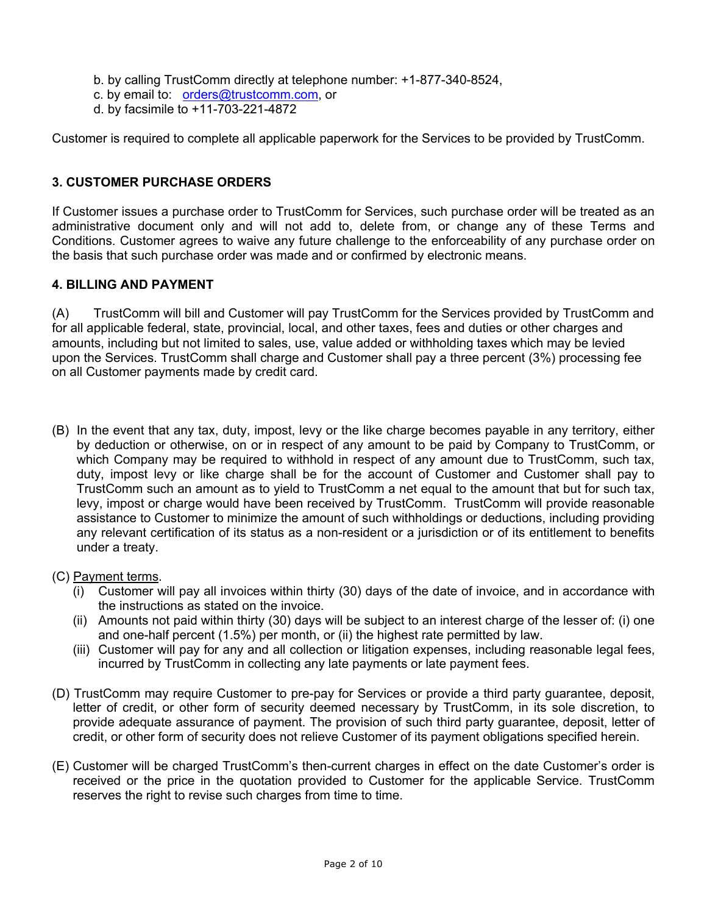b. by calling TrustComm directly at telephone number: +1-877-340-8524,
c. by email to: [orders@trustcomm.com](mailto:orders@trustcomm.com), or
d. by facsimile to +11-703-221-4872

Customer is required to complete all applicable paperwork for the Services to be provided by TrustComm.

## 3. CUSTOMER PURCHASE ORDERS

If Customer issues a purchase order to TrustComm for Services, such purchase order will be treated as an administrative document only and will not add to, delete from, or change any of these Terms and Conditions. Customer agrees to waive any future challenge to the enforceability of any purchase order on the basis that such purchase order was made and or confirmed by electronic means.

## 4. BILLING AND PAYMENT

(A) TrustComm will bill and Customer will pay TrustComm for the Services provided by TrustComm and for all applicable federal, state, provincial, local, and other taxes, fees and duties or other charges and amounts, including but not limited to, sales, use, value added or withholding taxes which may be levied upon the Services. TrustComm shall charge and Customer shall pay a three percent (3%) processing fee on all Customer payments made by credit card.

(B) In the event that any tax, duty, impost, levy or the like charge becomes payable in any territory, either by deduction or otherwise, on or in respect of any amount to be paid by Company to TrustComm, or which Company may be required to withhold in respect of any amount due to TrustComm, such tax, duty, impost levy or like charge shall be for the account of Customer and Customer shall pay to TrustComm such an amount as to yield to TrustComm a net equal to the amount that but for such tax, levy, impost or charge would have been received by TrustComm. TrustComm will provide reasonable assistance to Customer to minimize the amount of such withholdings or deductions, including providing any relevant certification of its status as a non-resident or a jurisdiction or of its entitlement to benefits under a treaty.

(C) Payment terms.

- (i) Customer will pay all invoices within thirty (30) days of the date of invoice, and in accordance with the instructions as stated on the invoice.
- (ii) Amounts not paid within thirty (30) days will be subject to an interest charge of the lesser of: (i) one and one-half percent (1.5%) per month, or (ii) the highest rate permitted by law.
- (iii) Customer will pay for any and all collection or litigation expenses, including reasonable legal fees, incurred by TrustComm in collecting any late payments or late payment fees.

(D) TrustComm may require Customer to pre-pay for Services or provide a third party guarantee, deposit, letter of credit, or other form of security deemed necessary by TrustComm, in its sole discretion, to provide adequate assurance of payment. The provision of such third party guarantee, deposit, letter of credit, or other form of security does not relieve Customer of its payment obligations specified herein.

(E) Customer will be charged TrustComm's then-current charges in effect on the date Customer's order is received or the price in the quotation provided to Customer for the applicable Service. TrustComm reserves the right to revise such charges from time to time.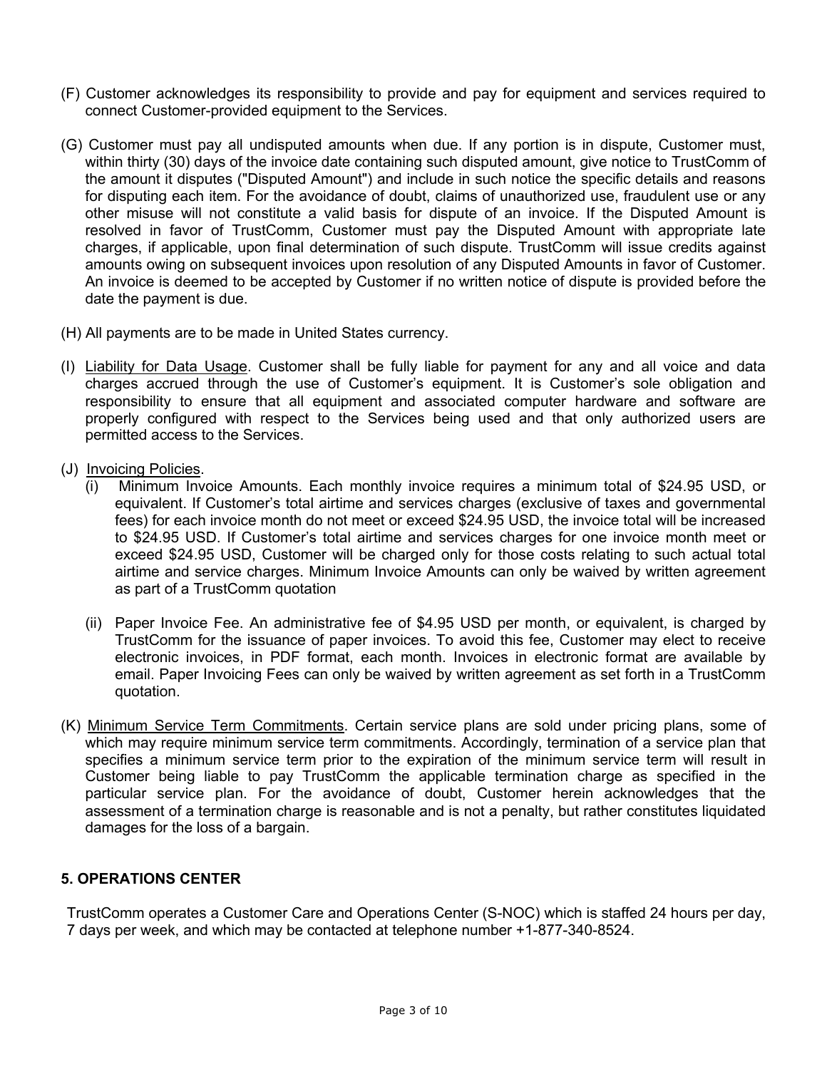(F) Customer acknowledges its responsibility to provide and pay for equipment and services required to connect Customer-provided equipment to the Services.

(G) Customer must pay all undisputed amounts when due. If any portion is in dispute, Customer must, within thirty (30) days of the invoice date containing such disputed amount, give notice to TrustComm of the amount it disputes ("Disputed Amount") and include in such notice the specific details and reasons for disputing each item. For the avoidance of doubt, claims of unauthorized use, fraudulent use or any other misuse will not constitute a valid basis for dispute of an invoice. If the Disputed Amount is resolved in favor of TrustComm, Customer must pay the Disputed Amount with appropriate late charges, if applicable, upon final determination of such dispute. TrustComm will issue credits against amounts owing on subsequent invoices upon resolution of any Disputed Amounts in favor of Customer. An invoice is deemed to be accepted by Customer if no written notice of dispute is provided before the date the payment is due.

(H) All payments are to be made in United States currency.

(I) Liability for Data Usage. Customer shall be fully liable for payment for any and all voice and data charges accrued through the use of Customer's equipment. It is Customer's sole obligation and responsibility to ensure that all equipment and associated computer hardware and software are properly configured with respect to the Services being used and that only authorized users are permitted access to the Services.

(J) Invoicing Policies.

(i) Minimum Invoice Amounts. Each monthly invoice requires a minimum total of $24.95 USD, or equivalent. If Customer's total airtime and services charges (exclusive of taxes and governmental fees) for each invoice month do not meet or exceed $24.95 USD, the invoice total will be increased to $24.95 USD. If Customer's total airtime and services charges for one invoice month meet or exceed $24.95 USD, Customer will be charged only for those costs relating to such actual total airtime and service charges. Minimum Invoice Amounts can only be waived by written agreement as part of a TrustComm quotation

(ii) Paper Invoice Fee. An administrative fee of $4.95 USD per month, or equivalent, is charged by TrustComm for the issuance of paper invoices. To avoid this fee, Customer may elect to receive electronic invoices, in PDF format, each month. Invoices in electronic format are available by email. Paper Invoicing Fees can only be waived by written agreement as set forth in a TrustComm quotation.

(K) Minimum Service Term Commitments. Certain service plans are sold under pricing plans, some of which may require minimum service term commitments. Accordingly, termination of a service plan that specifies a minimum service term prior to the expiration of the minimum service term will result in Customer being liable to pay TrustComm the applicable termination charge as specified in the particular service plan. For the avoidance of doubt, Customer herein acknowledges that the assessment of a termination charge is reasonable and is not a penalty, but rather constitutes liquidated damages for the loss of a bargain.

## 5. OPERATIONS CENTER

TrustComm operates a Customer Care and Operations Center (S-NOC) which is staffed 24 hours per day, 7 days per week, and which may be contacted at telephone number +1-877-340-8524.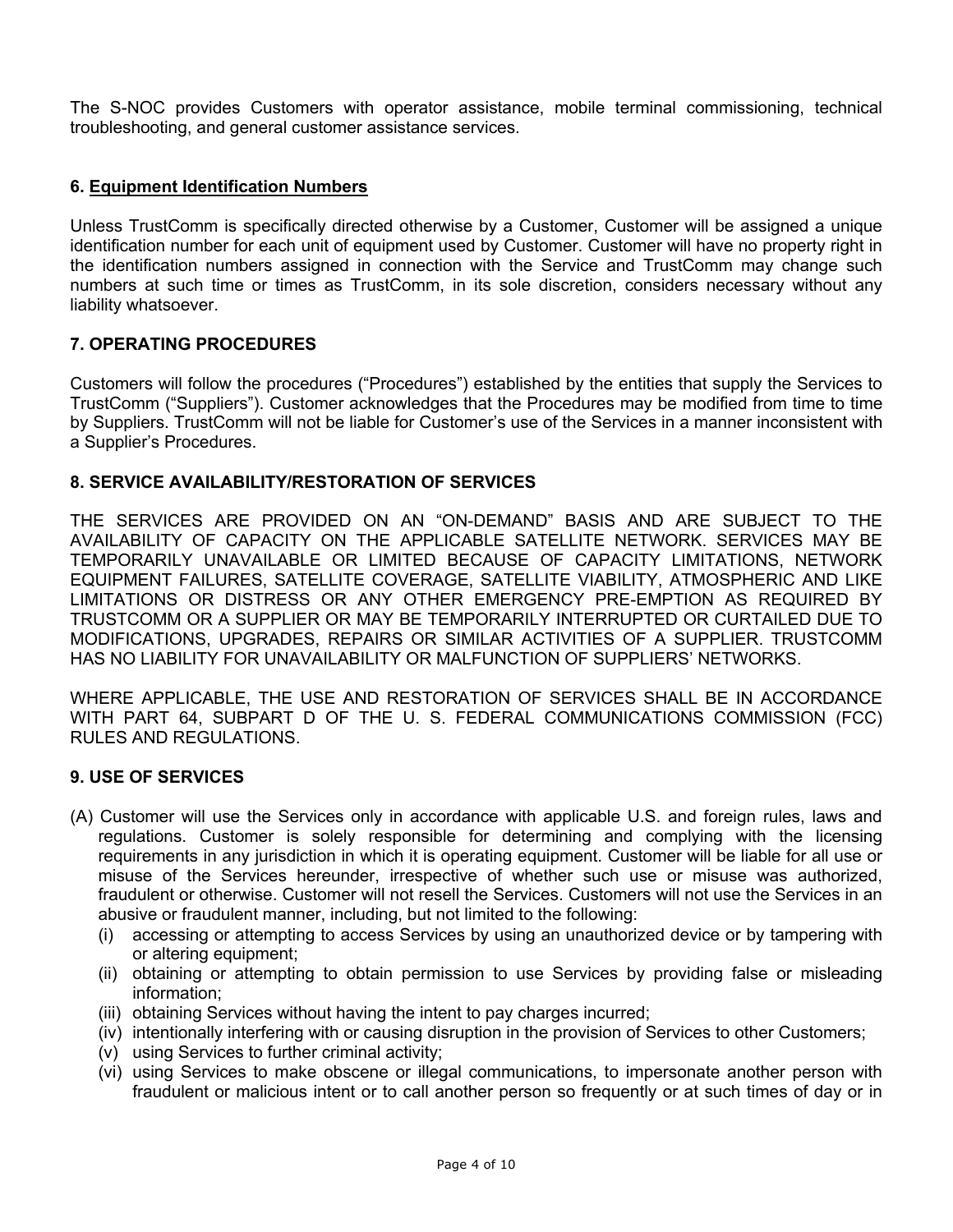The S-NOC provides Customers with operator assistance, mobile terminal commissioning, technical troubleshooting, and general customer assistance services.

### 6. Equipment Identification Numbers

Unless TrustComm is specifically directed otherwise by a Customer, Customer will be assigned a unique identification number for each unit of equipment used by Customer. Customer will have no property right in the identification numbers assigned in connection with the Service and TrustComm may change such numbers at such time or times as TrustComm, in its sole discretion, considers necessary without any liability whatsoever.

### 7. OPERATING PROCEDURES

Customers will follow the procedures ("Procedures") established by the entities that supply the Services to TrustComm ("Suppliers"). Customer acknowledges that the Procedures may be modified from time to time by Suppliers. TrustComm will not be liable for Customer's use of the Services in a manner inconsistent with a Supplier's Procedures.

### 8. SERVICE AVAILABILITY/RESTORATION OF SERVICES

THE SERVICES ARE PROVIDED ON AN "ON-DEMAND" BASIS AND ARE SUBJECT TO THE AVAILABILITY OF CAPACITY ON THE APPLICABLE SATELLITE NETWORK. SERVICES MAY BE TEMPORARILY UNAVAILABLE OR LIMITED BECAUSE OF CAPACITY LIMITATIONS, NETWORK EQUIPMENT FAILURES, SATELLITE COVERAGE, SATELLITE VIABILITY, ATMOSPHERIC AND LIKE LIMITATIONS OR DISTRESS OR ANY OTHER EMERGENCY PRE-EMPTION AS REQUIRED BY TRUSTCOMM OR A SUPPLIER OR MAY BE TEMPORARILY INTERRUPTED OR CURTAILED DUE TO MODIFICATIONS, UPGRADES, REPAIRS OR SIMILAR ACTIVITIES OF A SUPPLIER. TRUSTCOMM HAS NO LIABILITY FOR UNAVAILABILITY OR MALFUNCTION OF SUPPLIERS' NETWORKS.

WHERE APPLICABLE, THE USE AND RESTORATION OF SERVICES SHALL BE IN ACCORDANCE WITH PART 64, SUBPART D OF THE U. S. FEDERAL COMMUNICATIONS COMMISSION (FCC) RULES AND REGULATIONS.

### 9. USE OF SERVICES

(A) Customer will use the Services only in accordance with applicable U.S. and foreign rules, laws and regulations. Customer is solely responsible for determining and complying with the licensing requirements in any jurisdiction in which it is operating equipment. Customer will be liable for all use or misuse of the Services hereunder, irrespective of whether such use or misuse was authorized, fraudulent or otherwise. Customer will not resell the Services. Customers will not use the Services in an abusive or fraudulent manner, including, but not limited to the following:

- (i) accessing or attempting to access Services by using an unauthorized device or by tampering with or altering equipment;
- (ii) obtaining or attempting to obtain permission to use Services by providing false or misleading information;
- (iii) obtaining Services without having the intent to pay charges incurred;
- (iv) intentionally interfering with or causing disruption in the provision of Services to other Customers;
- (v) using Services to further criminal activity;
- (vi) using Services to make obscene or illegal communications, to impersonate another person with fraudulent or malicious intent or to call another person so frequently or at such times of day or in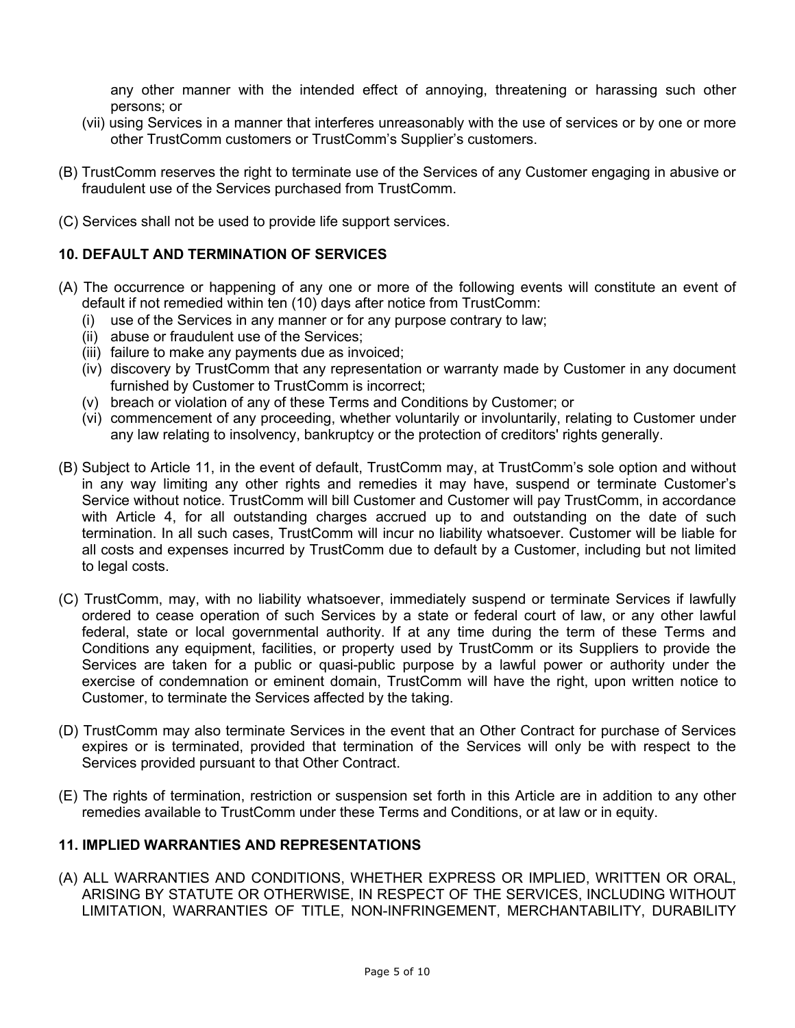any other manner with the intended effect of annoying, threatening or harassing such other persons; or

(vii) using Services in a manner that interferes unreasonably with the use of services or by one or more other TrustComm customers or TrustComm's Supplier's customers.

(B) TrustComm reserves the right to terminate use of the Services of any Customer engaging in abusive or fraudulent use of the Services purchased from TrustComm.

(C) Services shall not be used to provide life support services.

### 10. DEFAULT AND TERMINATION OF SERVICES

(A) The occurrence or happening of any one or more of the following events will constitute an event of default if not remedied within ten (10) days after notice from TrustComm:

(i) use of the Services in any manner or for any purpose contrary to law;

(ii) abuse or fraudulent use of the Services;

(iii) failure to make any payments due as invoiced;

(iv) discovery by TrustComm that any representation or warranty made by Customer in any document furnished by Customer to TrustComm is incorrect;

(v) breach or violation of any of these Terms and Conditions by Customer; or

(vi) commencement of any proceeding, whether voluntarily or involuntarily, relating to Customer under any law relating to insolvency, bankruptcy or the protection of creditors' rights generally.

(B) Subject to Article 11, in the event of default, TrustComm may, at TrustComm's sole option and without in any way limiting any other rights and remedies it may have, suspend or terminate Customer's Service without notice. TrustComm will bill Customer and Customer will pay TrustComm, in accordance with Article 4, for all outstanding charges accrued up to and outstanding on the date of such termination. In all such cases, TrustComm will incur no liability whatsoever. Customer will be liable for all costs and expenses incurred by TrustComm due to default by a Customer, including but not limited to legal costs.

(C) TrustComm, may, with no liability whatsoever, immediately suspend or terminate Services if lawfully ordered to cease operation of such Services by a state or federal court of law, or any other lawful federal, state or local governmental authority. If at any time during the term of these Terms and Conditions any equipment, facilities, or property used by TrustComm or its Suppliers to provide the Services are taken for a public or quasi-public purpose by a lawful power or authority under the exercise of condemnation or eminent domain, TrustComm will have the right, upon written notice to Customer, to terminate the Services affected by the taking.

(D) TrustComm may also terminate Services in the event that an Other Contract for purchase of Services expires or is terminated, provided that termination of the Services will only be with respect to the Services provided pursuant to that Other Contract.

(E) The rights of termination, restriction or suspension set forth in this Article are in addition to any other remedies available to TrustComm under these Terms and Conditions, or at law or in equity.

### 11. IMPLIED WARRANTIES AND REPRESENTATIONS

(A) ALL WARRANTIES AND CONDITIONS, WHETHER EXPRESS OR IMPLIED, WRITTEN OR ORAL, ARISING BY STATUTE OR OTHERWISE, IN RESPECT OF THE SERVICES, INCLUDING WITHOUT LIMITATION, WARRANTIES OF TITLE, NON-INFRINGEMENT, MERCHANTABILITY, DURABILITY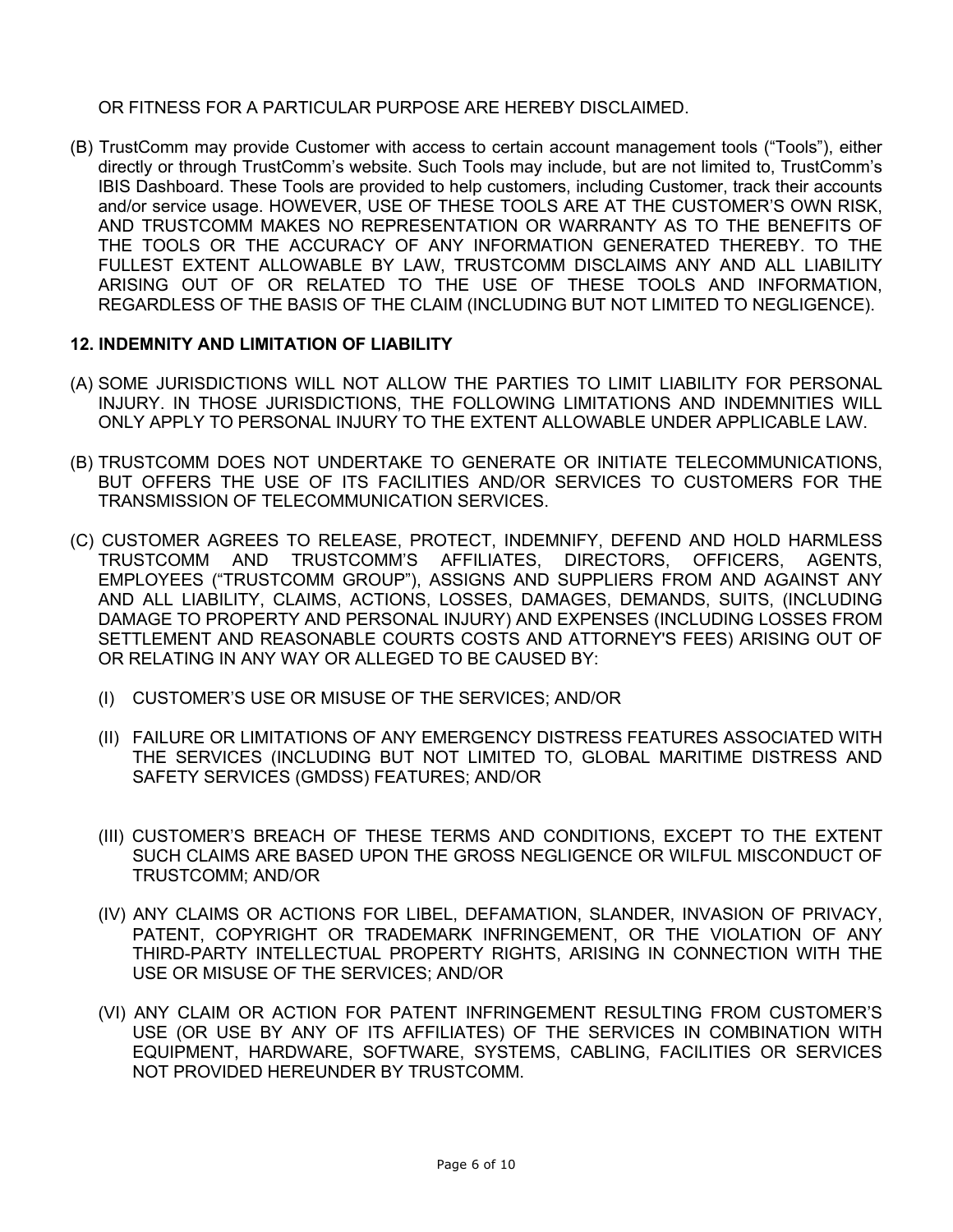OR FITNESS FOR A PARTICULAR PURPOSE ARE HEREBY DISCLAIMED.

(B) TrustComm may provide Customer with access to certain account management tools ("Tools"), either directly or through TrustComm's website. Such Tools may include, but are not limited to, TrustComm's IBIS Dashboard. These Tools are provided to help customers, including Customer, track their accounts and/or service usage. HOWEVER, USE OF THESE TOOLS ARE AT THE CUSTOMER'S OWN RISK, AND TRUSTCOMM MAKES NO REPRESENTATION OR WARRANTY AS TO THE BENEFITS OF THE TOOLS OR THE ACCURACY OF ANY INFORMATION GENERATED THEREBY. TO THE FULLEST EXTENT ALLOWABLE BY LAW, TRUSTCOMM DISCLAIMS ANY AND ALL LIABILITY ARISING OUT OF OR RELATED TO THE USE OF THESE TOOLS AND INFORMATION, REGARDLESS OF THE BASIS OF THE CLAIM (INCLUDING BUT NOT LIMITED TO NEGLIGENCE).

### 12. INDEMNITY AND LIMITATION OF LIABILITY

(A) SOME JURISDICTIONS WILL NOT ALLOW THE PARTIES TO LIMIT LIABILITY FOR PERSONAL INJURY. IN THOSE JURISDICTIONS, THE FOLLOWING LIMITATIONS AND INDEMNITIES WILL ONLY APPLY TO PERSONAL INJURY TO THE EXTENT ALLOWABLE UNDER APPLICABLE LAW.

(B) TRUSTCOMM DOES NOT UNDERTAKE TO GENERATE OR INITIATE TELECOMMUNICATIONS, BUT OFFERS THE USE OF ITS FACILITIES AND/OR SERVICES TO CUSTOMERS FOR THE TRANSMISSION OF TELECOMMUNICATION SERVICES.

(C) CUSTOMER AGREES TO RELEASE, PROTECT, INDEMNIFY, DEFEND AND HOLD HARMLESS TRUSTCOMM AND TRUSTCOMM'S AFFILIATES, DIRECTORS, OFFICERS, AGENTS, EMPLOYEES ("TRUSTCOMM GROUP"), ASSIGNS AND SUPPLIERS FROM AND AGAINST ANY AND ALL LIABILITY, CLAIMS, ACTIONS, LOSSES, DAMAGES, DEMANDS, SUITS, (INCLUDING DAMAGE TO PROPERTY AND PERSONAL INJURY) AND EXPENSES (INCLUDING LOSSES FROM SETTLEMENT AND REASONABLE COURTS COSTS AND ATTORNEY'S FEES) ARISING OUT OF OR RELATING IN ANY WAY OR ALLEGED TO BE CAUSED BY:

(I) CUSTOMER'S USE OR MISUSE OF THE SERVICES; AND/OR

(II) FAILURE OR LIMITATIONS OF ANY EMERGENCY DISTRESS FEATURES ASSOCIATED WITH THE SERVICES (INCLUDING BUT NOT LIMITED TO, GLOBAL MARITIME DISTRESS AND SAFETY SERVICES (GMDSS) FEATURES; AND/OR

(III) CUSTOMER'S BREACH OF THESE TERMS AND CONDITIONS, EXCEPT TO THE EXTENT SUCH CLAIMS ARE BASED UPON THE GROSS NEGLIGENCE OR WILFUL MISCONDUCT OF TRUSTCOMM; AND/OR

(IV) ANY CLAIMS OR ACTIONS FOR LIBEL, DEFAMATION, SLANDER, INVASION OF PRIVACY, PATENT, COPYRIGHT OR TRADEMARK INFRINGEMENT, OR THE VIOLATION OF ANY THIRD-PARTY INTELLECTUAL PROPERTY RIGHTS, ARISING IN CONNECTION WITH THE USE OR MISUSE OF THE SERVICES; AND/OR

(VI) ANY CLAIM OR ACTION FOR PATENT INFRINGEMENT RESULTING FROM CUSTOMER'S USE (OR USE BY ANY OF ITS AFFILIATES) OF THE SERVICES IN COMBINATION WITH EQUIPMENT, HARDWARE, SOFTWARE, SYSTEMS, CABLING, FACILITIES OR SERVICES NOT PROVIDED HEREUNDER BY TRUSTCOMM.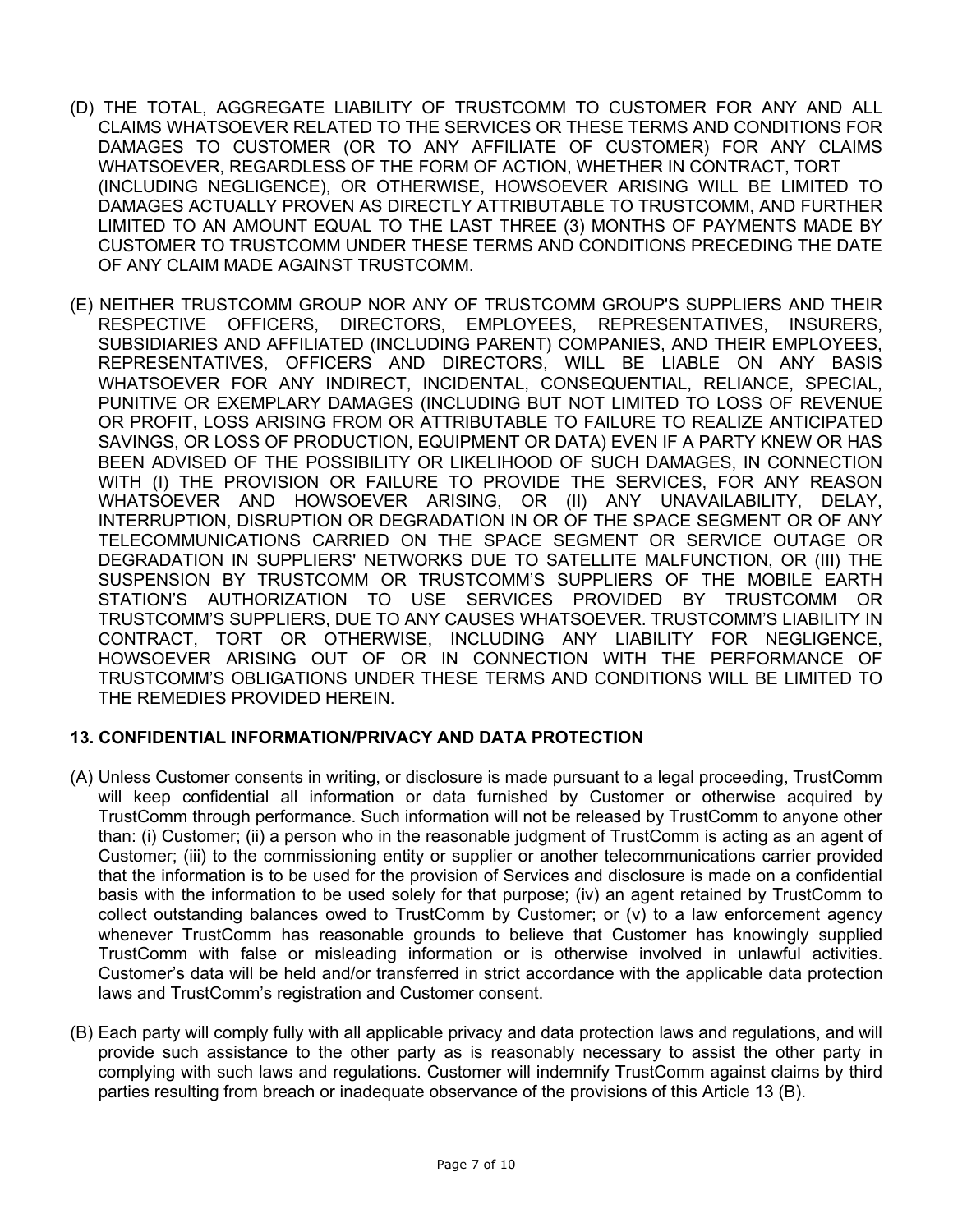(D) THE TOTAL, AGGREGATE LIABILITY OF TRUSTCOMM TO CUSTOMER FOR ANY AND ALL CLAIMS WHATSOEVER RELATED TO THE SERVICES OR THESE TERMS AND CONDITIONS FOR DAMAGES TO CUSTOMER (OR TO ANY AFFILIATE OF CUSTOMER) FOR ANY CLAIMS WHATSOEVER, REGARDLESS OF THE FORM OF ACTION, WHETHER IN CONTRACT, TORT (INCLUDING NEGLIGENCE), OR OTHERWISE, HOWSOEVER ARISING WILL BE LIMITED TO DAMAGES ACTUALLY PROVEN AS DIRECTLY ATTRIBUTABLE TO TRUSTCOMM, AND FURTHER LIMITED TO AN AMOUNT EQUAL TO THE LAST THREE (3) MONTHS OF PAYMENTS MADE BY CUSTOMER TO TRUSTCOMM UNDER THESE TERMS AND CONDITIONS PRECEDING THE DATE OF ANY CLAIM MADE AGAINST TRUSTCOMM.

(E) NEITHER TRUSTCOMM GROUP NOR ANY OF TRUSTCOMM GROUP'S SUPPLIERS AND THEIR RESPECTIVE OFFICERS, DIRECTORS, EMPLOYEES, REPRESENTATIVES, INSURERS, SUBSIDIARIES AND AFFILIATED (INCLUDING PARENT) COMPANIES, AND THEIR EMPLOYEES, REPRESENTATIVES, OFFICERS AND DIRECTORS, WILL BE LIABLE ON ANY BASIS WHATSOEVER FOR ANY INDIRECT, INCIDENTAL, CONSEQUENTIAL, RELIANCE, SPECIAL, PUNITIVE OR EXEMPLARY DAMAGES (INCLUDING BUT NOT LIMITED TO LOSS OF REVENUE OR PROFIT, LOSS ARISING FROM OR ATTRIBUTABLE TO FAILURE TO REALIZE ANTICIPATED SAVINGS, OR LOSS OF PRODUCTION, EQUIPMENT OR DATA) EVEN IF A PARTY KNEW OR HAS BEEN ADVISED OF THE POSSIBILITY OR LIKELIHOOD OF SUCH DAMAGES, IN CONNECTION WITH (I) THE PROVISION OR FAILURE TO PROVIDE THE SERVICES, FOR ANY REASON WHATSOEVER AND HOWSOEVER ARISING, OR (II) ANY UNAVAILABILITY, DELAY, INTERRUPTION, DISRUPTION OR DEGRADATION IN OR OF THE SPACE SEGMENT OR OF ANY TELECOMMUNICATIONS CARRIED ON THE SPACE SEGMENT OR SERVICE OUTAGE OR DEGRADATION IN SUPPLIERS' NETWORKS DUE TO SATELLITE MALFUNCTION, OR (III) THE SUSPENSION BY TRUSTCOMM OR TRUSTCOMM'S SUPPLIERS OF THE MOBILE EARTH STATION'S AUTHORIZATION TO USE SERVICES PROVIDED BY TRUSTCOMM OR TRUSTCOMM'S SUPPLIERS, DUE TO ANY CAUSES WHATSOEVER. TRUSTCOMM'S LIABILITY IN CONTRACT, TORT OR OTHERWISE, INCLUDING ANY LIABILITY FOR NEGLIGENCE, HOWSOEVER ARISING OUT OF OR IN CONNECTION WITH THE PERFORMANCE OF TRUSTCOMM'S OBLIGATIONS UNDER THESE TERMS AND CONDITIONS WILL BE LIMITED TO THE REMEDIES PROVIDED HEREIN.

## 13. CONFIDENTIAL INFORMATION/PRIVACY AND DATA PROTECTION

(A) Unless Customer consents in writing, or disclosure is made pursuant to a legal proceeding, TrustComm will keep confidential all information or data furnished by Customer or otherwise acquired by TrustComm through performance. Such information will not be released by TrustComm to anyone other than: (i) Customer; (ii) a person who in the reasonable judgment of TrustComm is acting as an agent of Customer; (iii) to the commissioning entity or supplier or another telecommunications carrier provided that the information is to be used for the provision of Services and disclosure is made on a confidential basis with the information to be used solely for that purpose; (iv) an agent retained by TrustComm to collect outstanding balances owed to TrustComm by Customer; or (v) to a law enforcement agency whenever TrustComm has reasonable grounds to believe that Customer has knowingly supplied TrustComm with false or misleading information or is otherwise involved in unlawful activities. Customer's data will be held and/or transferred in strict accordance with the applicable data protection laws and TrustComm's registration and Customer consent.

(B) Each party will comply fully with all applicable privacy and data protection laws and regulations, and will provide such assistance to the other party as is reasonably necessary to assist the other party in complying with such laws and regulations. Customer will indemnify TrustComm against claims by third parties resulting from breach or inadequate observance of the provisions of this Article 13 (B).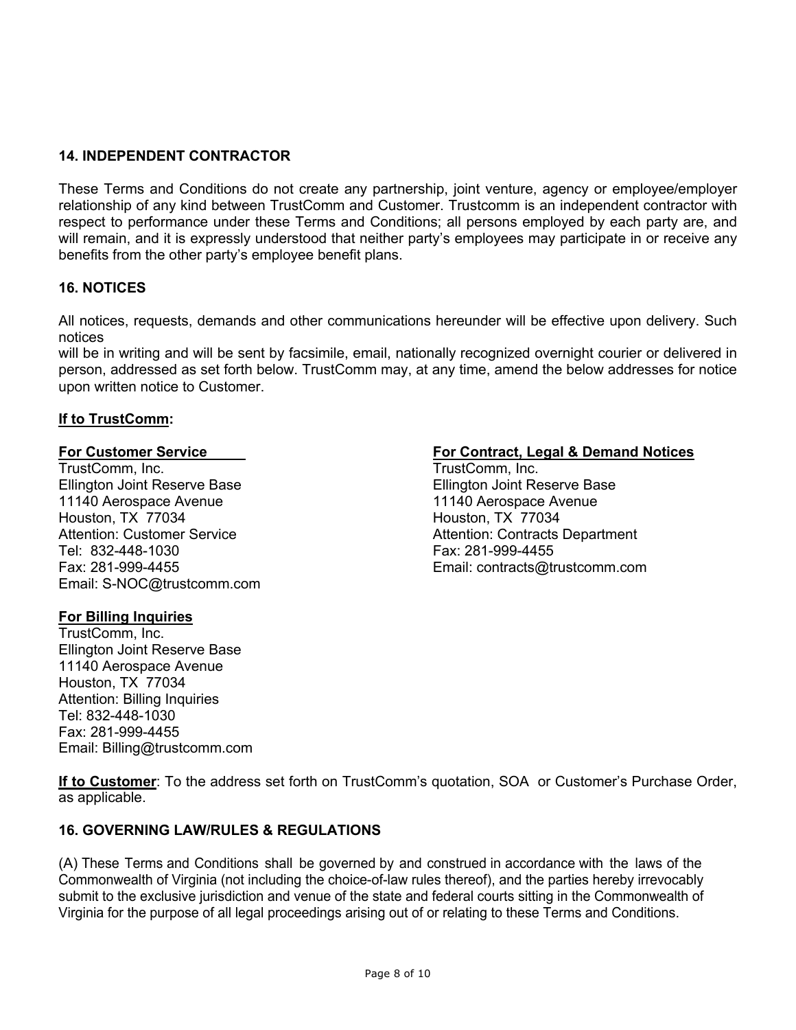### 14. INDEPENDENT CONTRACTOR

These Terms and Conditions do not create any partnership, joint venture, agency or employee/employer relationship of any kind between TrustComm and Customer. Trustcomm is an independent contractor with respect to performance under these Terms and Conditions; all persons employed by each party are, and will remain, and it is expressly understood that neither party's employees may participate in or receive any benefits from the other party's employee benefit plans.

### 16. NOTICES

All notices, requests, demands and other communications hereunder will be effective upon delivery. Such notices
will be in writing and will be sent by facsimile, email, nationally recognized overnight courier or delivered in person, addressed as set forth below. TrustComm may, at any time, amend the below addresses for notice upon written notice to Customer.

**<u>If to TrustComm</u>:**

**<u>For Customer Service</u>**
TrustComm, Inc.
Ellington Joint Reserve Base
11140 Aerospace Avenue
Houston, TX 77034
Attention: Customer Service
Tel: 832-448-1030
Fax: 281-999-4455
Email: S-NOC@trustcomm.com

**<u>For Contract, Legal & Demand Notices</u>**
TrustComm, Inc.
Ellington Joint Reserve Base
11140 Aerospace Avenue
Houston, TX 77034
Attention: Contracts Department
Fax: 281-999-4455
Email: contracts@trustcomm.com

**<u>For Billing Inquiries</u>**
TrustComm, Inc.
Ellington Joint Reserve Base
11140 Aerospace Avenue
Houston, TX 77034
Attention: Billing Inquiries
Tel: 832-448-1030
Fax: 281-999-4455
Email: Billing@trustcomm.com

**<u>If to Customer</u>**: To the address set forth on TrustComm's quotation, SOA or Customer's Purchase Order, as applicable.

### 16. GOVERNING LAW/RULES & REGULATIONS

(A) These Terms and Conditions shall be governed by and construed in accordance with the laws of the Commonwealth of Virginia (not including the choice-of-law rules thereof), and the parties hereby irrevocably submit to the exclusive jurisdiction and venue of the state and federal courts sitting in the Commonwealth of Virginia for the purpose of all legal proceedings arising out of or relating to these Terms and Conditions.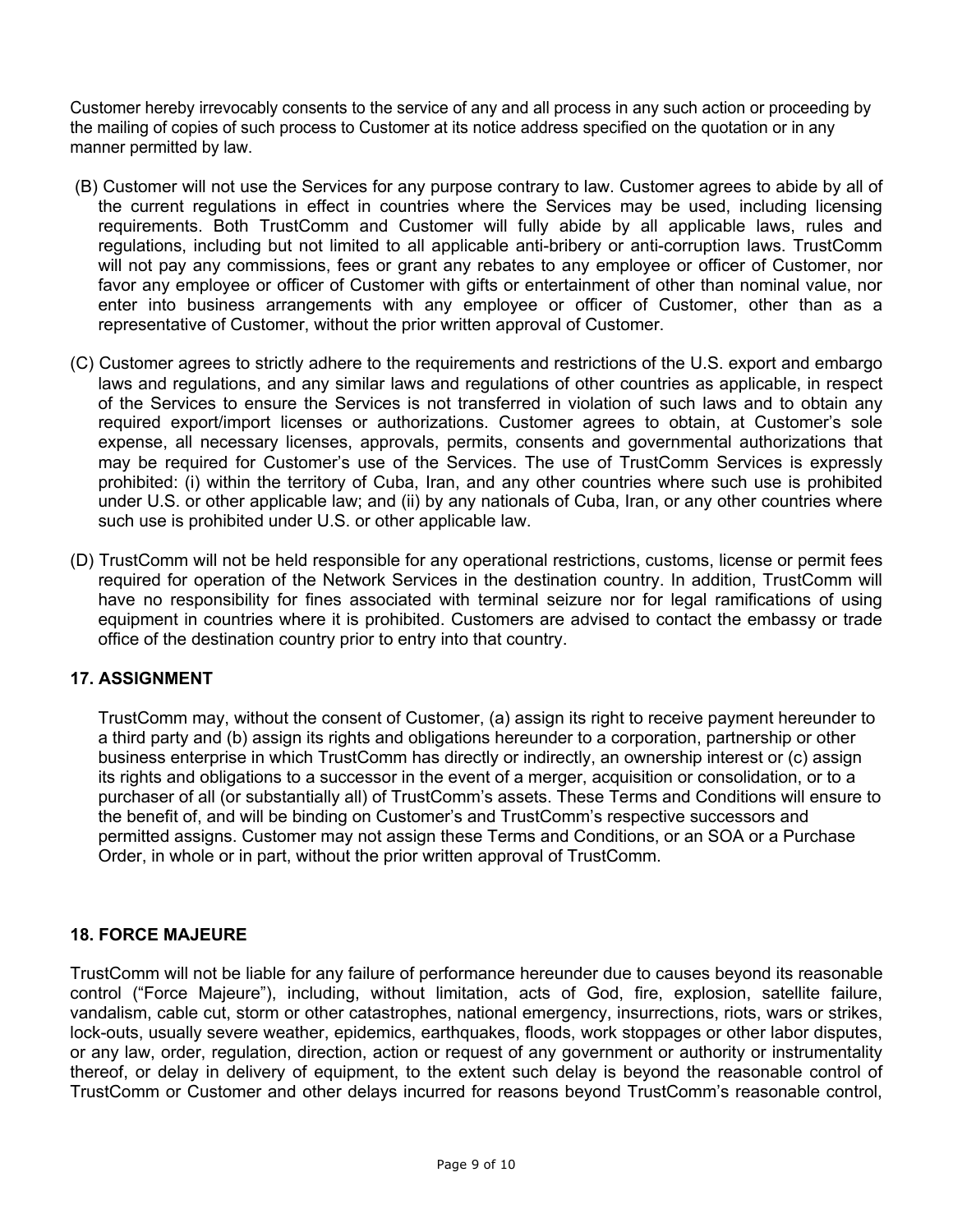Customer hereby irrevocably consents to the service of any and all process in any such action or proceeding by the mailing of copies of such process to Customer at its notice address specified on the quotation or in any manner permitted by law.

(B) Customer will not use the Services for any purpose contrary to law. Customer agrees to abide by all of the current regulations in effect in countries where the Services may be used, including licensing requirements. Both TrustComm and Customer will fully abide by all applicable laws, rules and regulations, including but not limited to all applicable anti-bribery or anti-corruption laws. TrustComm will not pay any commissions, fees or grant any rebates to any employee or officer of Customer, nor favor any employee or officer of Customer with gifts or entertainment of other than nominal value, nor enter into business arrangements with any employee or officer of Customer, other than as a representative of Customer, without the prior written approval of Customer.

(C) Customer agrees to strictly adhere to the requirements and restrictions of the U.S. export and embargo laws and regulations, and any similar laws and regulations of other countries as applicable, in respect of the Services to ensure the Services is not transferred in violation of such laws and to obtain any required export/import licenses or authorizations. Customer agrees to obtain, at Customer's sole expense, all necessary licenses, approvals, permits, consents and governmental authorizations that may be required for Customer's use of the Services. The use of TrustComm Services is expressly prohibited: (i) within the territory of Cuba, Iran, and any other countries where such use is prohibited under U.S. or other applicable law; and (ii) by any nationals of Cuba, Iran, or any other countries where such use is prohibited under U.S. or other applicable law.

(D) TrustComm will not be held responsible for any operational restrictions, customs, license or permit fees required for operation of the Network Services in the destination country. In addition, TrustComm will have no responsibility for fines associated with terminal seizure nor for legal ramifications of using equipment in countries where it is prohibited. Customers are advised to contact the embassy or trade office of the destination country prior to entry into that country.

## 17. ASSIGNMENT

TrustComm may, without the consent of Customer, (a) assign its right to receive payment hereunder to a third party and (b) assign its rights and obligations hereunder to a corporation, partnership or other business enterprise in which TrustComm has directly or indirectly, an ownership interest or (c) assign its rights and obligations to a successor in the event of a merger, acquisition or consolidation, or to a purchaser of all (or substantially all) of TrustComm's assets. These Terms and Conditions will ensure to the benefit of, and will be binding on Customer's and TrustComm's respective successors and permitted assigns. Customer may not assign these Terms and Conditions, or an SOA or a Purchase Order, in whole or in part, without the prior written approval of TrustComm.

## 18. FORCE MAJEURE

TrustComm will not be liable for any failure of performance hereunder due to causes beyond its reasonable control ("Force Majeure"), including, without limitation, acts of God, fire, explosion, satellite failure, vandalism, cable cut, storm or other catastrophes, national emergency, insurrections, riots, wars or strikes, lock-outs, usually severe weather, epidemics, earthquakes, floods, work stoppages or other labor disputes, or any law, order, regulation, direction, action or request of any government or authority or instrumentality thereof, or delay in delivery of equipment, to the extent such delay is beyond the reasonable control of TrustComm or Customer and other delays incurred for reasons beyond TrustComm's reasonable control,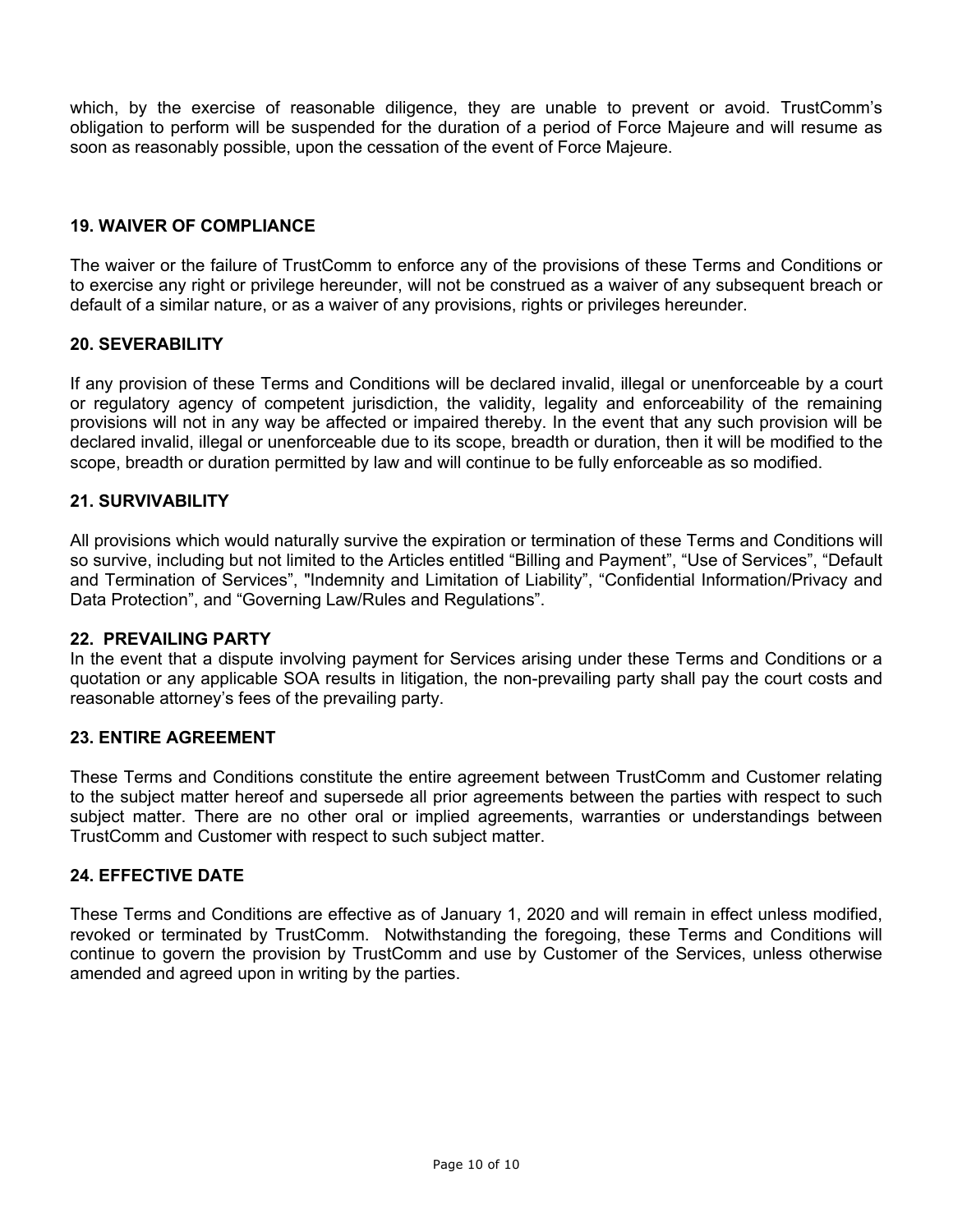which, by the exercise of reasonable diligence, they are unable to prevent or avoid. TrustComm's obligation to perform will be suspended for the duration of a period of Force Majeure and will resume as soon as reasonably possible, upon the cessation of the event of Force Majeure.

### 19. WAIVER OF COMPLIANCE

The waiver or the failure of TrustComm to enforce any of the provisions of these Terms and Conditions or to exercise any right or privilege hereunder, will not be construed as a waiver of any subsequent breach or default of a similar nature, or as a waiver of any provisions, rights or privileges hereunder.

### 20. SEVERABILITY

If any provision of these Terms and Conditions will be declared invalid, illegal or unenforceable by a court or regulatory agency of competent jurisdiction, the validity, legality and enforceability of the remaining provisions will not in any way be affected or impaired thereby. In the event that any such provision will be declared invalid, illegal or unenforceable due to its scope, breadth or duration, then it will be modified to the scope, breadth or duration permitted by law and will continue to be fully enforceable as so modified.

### 21. SURVIVABILITY

All provisions which would naturally survive the expiration or termination of these Terms and Conditions will so survive, including but not limited to the Articles entitled "Billing and Payment", "Use of Services", "Default and Termination of Services", "Indemnity and Limitation of Liability", "Confidential Information/Privacy and Data Protection", and "Governing Law/Rules and Regulations".

### 22. PREVAILING PARTY

In the event that a dispute involving payment for Services arising under these Terms and Conditions or a quotation or any applicable SOA results in litigation, the non-prevailing party shall pay the court costs and reasonable attorney's fees of the prevailing party.

### 23. ENTIRE AGREEMENT

These Terms and Conditions constitute the entire agreement between TrustComm and Customer relating to the subject matter hereof and supersede all prior agreements between the parties with respect to such subject matter. There are no other oral or implied agreements, warranties or understandings between TrustComm and Customer with respect to such subject matter.

### 24. EFFECTIVE DATE

These Terms and Conditions are effective as of January 1, 2020 and will remain in effect unless modified, revoked or terminated by TrustComm. Notwithstanding the foregoing, these Terms and Conditions will continue to govern the provision by TrustComm and use by Customer of the Services, unless otherwise amended and agreed upon in writing by the parties.